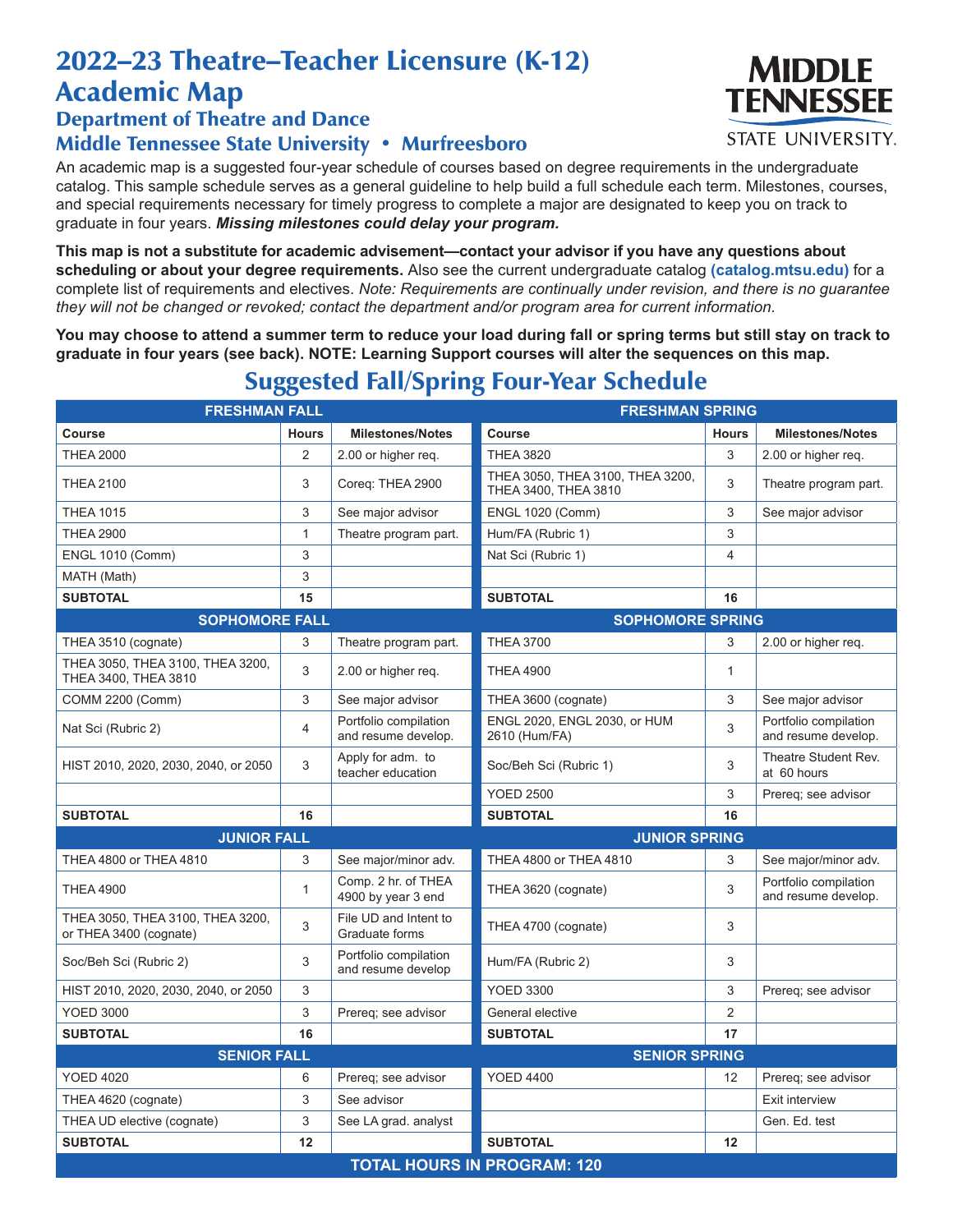# 2022–23 Theatre–Teacher Licensure (K-12) Academic Map

## Department of Theatre and Dance

## Middle Tennessee State University • Murfreesboro

An academic map is a suggested four-year schedule of courses based on degree requirements in the undergraduate catalog. This sample schedule serves as a general guideline to help build a full schedule each term. Milestones, courses, and special requirements necessary for timely progress to complete a major are designated to keep you on track to graduate in four years. ***Missing milestones could delay your program.***

**This map is not a substitute for academic advisement—contact your advisor if you have any questions about scheduling or about your degree requirements.** Also see the current undergraduate catalog **(catalog.mtsu.edu)** for a complete list of requirements and electives. *Note: Requirements are continually under revision, and there is no guarantee they will not be changed or revoked; contact the department and/or program area for current information.*

**You may choose to attend a summer term to reduce your load during fall or spring terms but still stay on track to graduate in four years (see back). NOTE: Learning Support courses will alter the sequences on this map.**

## Suggested Fall/Spring Four-Year Schedule

| FRESHMAN FALL | | | FRESHMAN SPRING | | |
|---|---|---|---|---|---|
| **Course** | **Hours** | **Milestones/Notes** | **Course** | **Hours** | **Milestones/Notes** |
| THEA 2000 | 2 | 2.00 or higher req. | THEA 3820 | 3 | 2.00 or higher req. |
| THEA 2100 | 3 | Coreq: THEA 2900 | THEA 3050, THEA 3100, THEA 3200, THEA 3400, THEA 3810 | 3 | Theatre program part. |
| THEA 1015 | 3 | See major advisor | ENGL 1020 (Comm) | 3 | See major advisor |
| THEA 2900 | 1 | Theatre program part. | Hum/FA (Rubric 1) | 3 | |
| ENGL 1010 (Comm) | 3 | | Nat Sci (Rubric 1) | 4 | |
| MATH (Math) | 3 | | | | |
| **SUBTOTAL** | **15** | | **SUBTOTAL** | **16** | |
| **SOPHOMORE FALL** | | | **SOPHOMORE SPRING** | | |
| THEA 3510 (cognate) | 3 | Theatre program part. | THEA 3700 | 3 | 2.00 or higher req. |
| THEA 3050, THEA 3100, THEA 3200, THEA 3400, THEA 3810 | 3 | 2.00 or higher req. | THEA 4900 | 1 | |
| COMM 2200 (Comm) | 3 | See major advisor | THEA 3600 (cognate) | 3 | See major advisor |
| Nat Sci (Rubric 2) | 4 | Portfolio compilation and resume develop. | ENGL 2020, ENGL 2030, or HUM 2610 (Hum/FA) | 3 | Portfolio compilation and resume develop. |
| HIST 2010, 2020, 2030, 2040, or 2050 | 3 | Apply for adm. to teacher education | Soc/Beh Sci (Rubric 1) | 3 | Theatre Student Rev. at 60 hours |
| | | | YOED 2500 | 3 | Prereq; see advisor |
| **SUBTOTAL** | **16** | | **SUBTOTAL** | **16** | |
| **JUNIOR FALL** | | | **JUNIOR SPRING** | | |
| THEA 4800 or THEA 4810 | 3 | See major/minor adv. | THEA 4800 or THEA 4810 | 3 | See major/minor adv. |
| THEA 4900 | 1 | Comp. 2 hr. of THEA 4900 by year 3 end | THEA 3620 (cognate) | 3 | Portfolio compilation and resume develop. |
| THEA 3050, THEA 3100, THEA 3200, or THEA 3400 (cognate) | 3 | File UD and Intent to Graduate forms | THEA 4700 (cognate) | 3 | |
| Soc/Beh Sci (Rubric 2) | 3 | Portfolio compilation and resume develop | Hum/FA (Rubric 2) | 3 | |
| HIST 2010, 2020, 2030, 2040, or 2050 | 3 | | YOED 3300 | 3 | Prereq; see advisor |
| YOED 3000 | 3 | Prereq; see advisor | General elective | 2 | |
| **SUBTOTAL** | **16** | | **SUBTOTAL** | **17** | |
| **SENIOR FALL** | | | **SENIOR SPRING** | | |
| YOED 4020 | 6 | Prereq; see advisor | YOED 4400 | 12 | Prereq; see advisor |
| THEA 4620 (cognate) | 3 | See advisor | | | Exit interview |
| THEA UD elective (cognate) | 3 | See LA grad. analyst | | | Gen. Ed. test |
| **SUBTOTAL** | **12** | | **SUBTOTAL** | **12** | |
| **TOTAL HOURS IN PROGRAM: 120** | | | | | |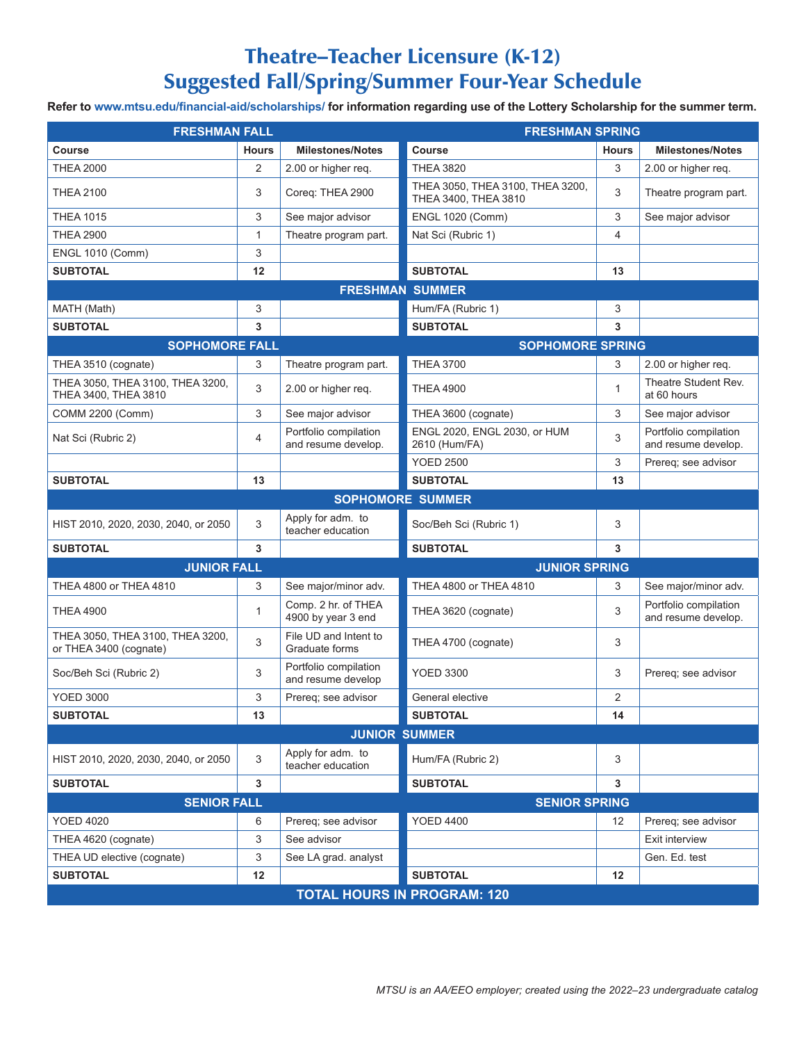# Theatre–Teacher Licensure (K-12)
# Suggested Fall/Spring/Summer Four-Year Schedule

**Refer to www.mtsu.edu/financial-aid/scholarships/ for information regarding use of the Lottery Scholarship for the summer term.**

| **FRESHMAN FALL** | | | **FRESHMAN SPRING** | | |
|---|---|---|---|---|---|
| **Course** | **Hours** | **Milestones/Notes** | **Course** | **Hours** | **Milestones/Notes** |
| THEA 2000 | 2 | 2.00 or higher req. | THEA 3820 | 3 | 2.00 or higher req. |
| THEA 2100 | 3 | Coreq: THEA 2900 | THEA 3050, THEA 3100, THEA 3200, THEA 3400, THEA 3810 | 3 | Theatre program part. |
| THEA 1015 | 3 | See major advisor | ENGL 1020 (Comm) | 3 | See major advisor |
| THEA 2900 | 1 | Theatre program part. | Nat Sci (Rubric 1) | 4 | |
| ENGL 1010 (Comm) | 3 | | | | |
| **SUBTOTAL** | **12** | | **SUBTOTAL** | **13** | |
| **FRESHMAN SUMMER** | | | | | |
| MATH (Math) | 3 | | Hum/FA (Rubric 1) | 3 | |
| **SUBTOTAL** | **3** | | **SUBTOTAL** | **3** | |
| **SOPHOMORE FALL** | | | **SOPHOMORE SPRING** | | |
| THEA 3510 (cognate) | 3 | Theatre program part. | THEA 3700 | 3 | 2.00 or higher req. |
| THEA 3050, THEA 3100, THEA 3200, THEA 3400, THEA 3810 | 3 | 2.00 or higher req. | THEA 4900 | 1 | Theatre Student Rev. at 60 hours |
| COMM 2200 (Comm) | 3 | See major advisor | THEA 3600 (cognate) | 3 | See major advisor |
| Nat Sci (Rubric 2) | 4 | Portfolio compilation and resume develop. | ENGL 2020, ENGL 2030, or HUM 2610 (Hum/FA) | 3 | Portfolio compilation and resume develop. |
| | | | YOED 2500 | 3 | Prereq; see advisor |
| **SUBTOTAL** | **13** | | **SUBTOTAL** | **13** | |
| **SOPHOMORE SUMMER** | | | | | |
| HIST 2010, 2020, 2030, 2040, or 2050 | 3 | Apply for adm. to teacher education | Soc/Beh Sci (Rubric 1) | 3 | |
| **SUBTOTAL** | **3** | | **SUBTOTAL** | **3** | |
| **JUNIOR FALL** | | | **JUNIOR SPRING** | | |
| THEA 4800 or THEA 4810 | 3 | See major/minor adv. | THEA 4800 or THEA 4810 | 3 | See major/minor adv. |
| THEA 4900 | 1 | Comp. 2 hr. of THEA 4900 by year 3 end | THEA 3620 (cognate) | 3 | Portfolio compilation and resume develop. |
| THEA 3050, THEA 3100, THEA 3200, or THEA 3400 (cognate) | 3 | File UD and Intent to Graduate forms | THEA 4700 (cognate) | 3 | |
| Soc/Beh Sci (Rubric 2) | 3 | Portfolio compilation and resume develop | YOED 3300 | 3 | Prereq; see advisor |
| YOED 3000 | 3 | Prereq; see advisor | General elective | 2 | |
| **SUBTOTAL** | **13** | | **SUBTOTAL** | **14** | |
| **JUNIOR SUMMER** | | | | | |
| HIST 2010, 2020, 2030, 2040, or 2050 | 3 | Apply for adm. to teacher education | Hum/FA (Rubric 2) | 3 | |
| **SUBTOTAL** | **3** | | **SUBTOTAL** | **3** | |
| **SENIOR FALL** | | | **SENIOR SPRING** | | |
| YOED 4020 | 6 | Prereq; see advisor | YOED 4400 | 12 | Prereq; see advisor |
| THEA 4620 (cognate) | 3 | See advisor | | | Exit interview |
| THEA UD elective (cognate) | 3 | See LA grad. analyst | | | Gen. Ed. test |
| **SUBTOTAL** | **12** | | **SUBTOTAL** | **12** | |
| **TOTAL HOURS IN PROGRAM: 120** | | | | | |

*MTSU is an AA/EEO employer; created using the 2022–23 undergraduate catalog*